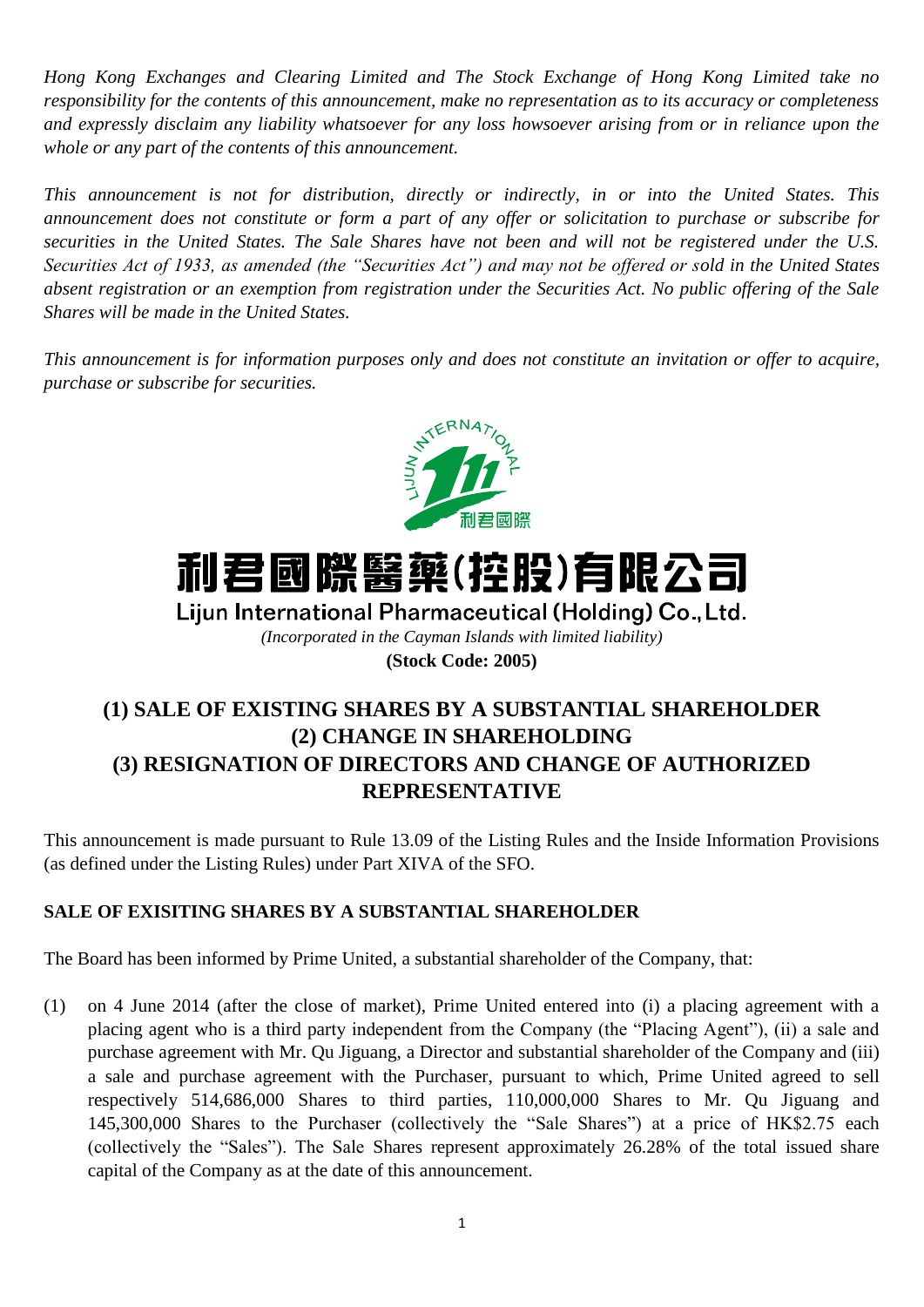*Hong Kong Exchanges and Clearing Limited and The Stock Exchange of Hong Kong Limited take no responsibility for the contents of this announcement, make no representation as to its accuracy or completeness and expressly disclaim any liability whatsoever for any loss howsoever arising from or in reliance upon the whole or any part of the contents of this announcement.*

*This announcement is not for distribution, directly or indirectly, in or into the United States. This announcement does not constitute or form a part of any offer or solicitation to purchase or subscribe for securities in the United States. The Sale Shares have not been and will not be registered under the U.S. Securities Act of 1933, as amended (the "Securities Act") and may not be offered or sold in the United States absent registration or an exemption from registration under the Securities Act. No public offering of the Sale Shares will be made in the United States.*

*This announcement is for information purposes only and does not constitute an invitation or offer to acquire, purchase or subscribe for securities.*

# 利君國際醫藥(控股)有限公司

**Lijun International Pharmaceutical (Holding) Co., Ltd.**

*(Incorporated in the Cayman Islands with limited liability)*

**(Stock Code: 2005)**

## (1) SALE OF EXISTING SHARES BY A SUBSTANTIAL SHAREHOLDER (2) CHANGE IN SHAREHOLDING (3) RESIGNATION OF DIRECTORS AND CHANGE OF AUTHORIZED REPRESENTATIVE

This announcement is made pursuant to Rule 13.09 of the Listing Rules and the Inside Information Provisions (as defined under the Listing Rules) under Part XIVA of the SFO.

**SALE OF EXISITING SHARES BY A SUBSTANTIAL SHAREHOLDER**

The Board has been informed by Prime United, a substantial shareholder of the Company, that:

(1) on 4 June 2014 (after the close of market), Prime United entered into (i) a placing agreement with a placing agent who is a third party independent from the Company (the "Placing Agent"), (ii) a sale and purchase agreement with Mr. Qu Jiguang, a Director and substantial shareholder of the Company and (iii) a sale and purchase agreement with the Purchaser, pursuant to which, Prime United agreed to sell respectively 514,686,000 Shares to third parties, 110,000,000 Shares to Mr. Qu Jiguang and 145,300,000 Shares to the Purchaser (collectively the "Sale Shares") at a price of HK$2.75 each (collectively the "Sales"). The Sale Shares represent approximately 26.28% of the total issued share capital of the Company as at the date of this announcement.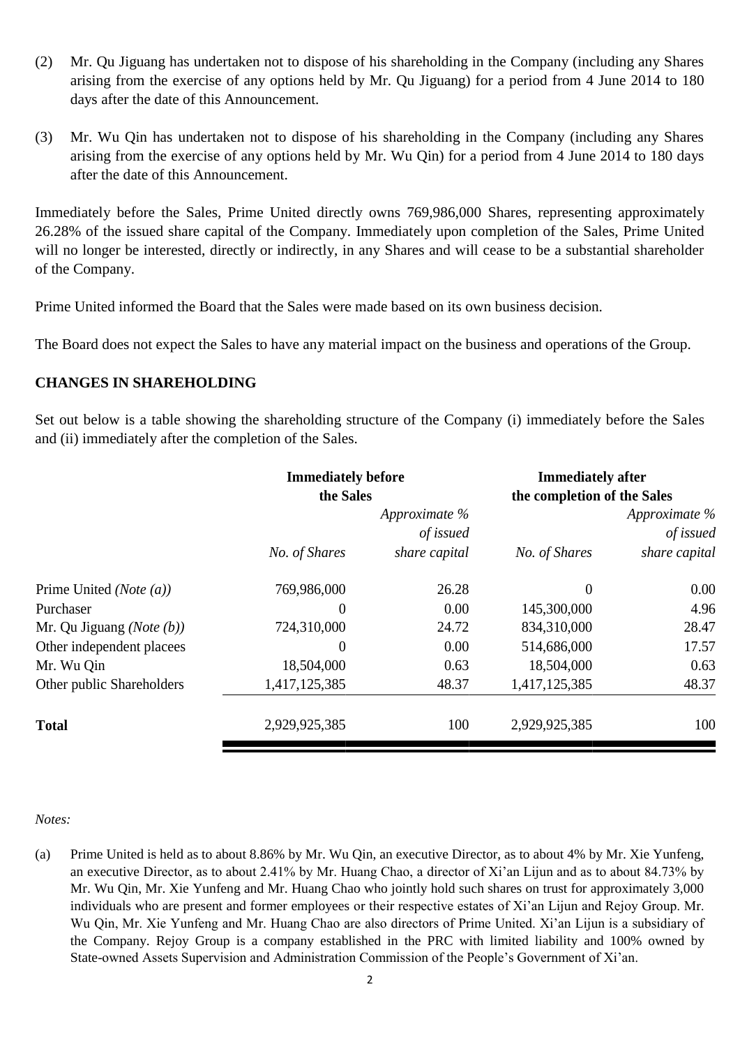(2) Mr. Qu Jiguang has undertaken not to dispose of his shareholding in the Company (including any Shares arising from the exercise of any options held by Mr. Qu Jiguang) for a period from 4 June 2014 to 180 days after the date of this Announcement.

(3) Mr. Wu Qin has undertaken not to dispose of his shareholding in the Company (including any Shares arising from the exercise of any options held by Mr. Wu Qin) for a period from 4 June 2014 to 180 days after the date of this Announcement.

Immediately before the Sales, Prime United directly owns 769,986,000 Shares, representing approximately 26.28% of the issued share capital of the Company. Immediately upon completion of the Sales, Prime United will no longer be interested, directly or indirectly, in any Shares and will cease to be a substantial shareholder of the Company.

Prime United informed the Board that the Sales were made based on its own business decision.

The Board does not expect the Sales to have any material impact on the business and operations of the Group.

**CHANGES IN SHAREHOLDING**

Set out below is a table showing the shareholding structure of the Company (i) immediately before the Sales and (ii) immediately after the completion of the Sales.

| | **Immediately before the Sales** | | **Immediately after the completion of the Sales** | |
|---|---|---|---|---|
| | *No. of Shares* | *Approximate % of issued share capital* | *No. of Shares* | *Approximate % of issued share capital* |
| Prime United *(Note (a))* | 769,986,000 | 26.28 | 0 | 0.00 |
| Purchaser | 0 | 0.00 | 145,300,000 | 4.96 |
| Mr. Qu Jiguang *(Note (b))* | 724,310,000 | 24.72 | 834,310,000 | 28.47 |
| Other independent placees | 0 | 0.00 | 514,686,000 | 17.57 |
| Mr. Wu Qin | 18,504,000 | 0.63 | 18,504,000 | 0.63 |
| Other public Shareholders | 1,417,125,385 | 48.37 | 1,417,125,385 | 48.37 |
| **Total** | 2,929,925,385 | 100 | 2,929,925,385 | 100 |

*Notes:*

(a) Prime United is held as to about 8.86% by Mr. Wu Qin, an executive Director, as to about 4% by Mr. Xie Yunfeng, an executive Director, as to about 2.41% by Mr. Huang Chao, a director of Xi'an Lijun and as to about 84.73% by Mr. Wu Qin, Mr. Xie Yunfeng and Mr. Huang Chao who jointly hold such shares on trust for approximately 3,000 individuals who are present and former employees or their respective estates of Xi'an Lijun and Rejoy Group. Mr. Wu Qin, Mr. Xie Yunfeng and Mr. Huang Chao are also directors of Prime United. Xi'an Lijun is a subsidiary of the Company. Rejoy Group is a company established in the PRC with limited liability and 100% owned by State-owned Assets Supervision and Administration Commission of the People's Government of Xi'an.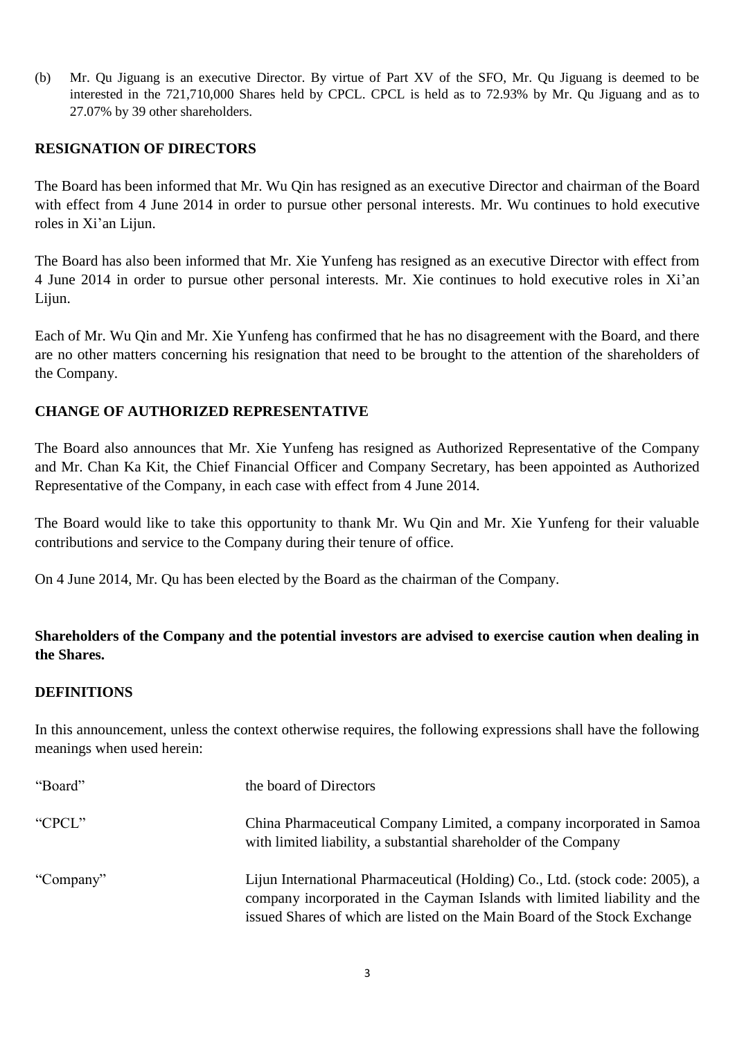(b) Mr. Qu Jiguang is an executive Director. By virtue of Part XV of the SFO, Mr. Qu Jiguang is deemed to be interested in the 721,710,000 Shares held by CPCL. CPCL is held as to 72.93% by Mr. Qu Jiguang and as to 27.07% by 39 other shareholders.

## RESIGNATION OF DIRECTORS

The Board has been informed that Mr. Wu Qin has resigned as an executive Director and chairman of the Board with effect from 4 June 2014 in order to pursue other personal interests. Mr. Wu continues to hold executive roles in Xi'an Lijun.

The Board has also been informed that Mr. Xie Yunfeng has resigned as an executive Director with effect from 4 June 2014 in order to pursue other personal interests. Mr. Xie continues to hold executive roles in Xi'an Lijun.

Each of Mr. Wu Qin and Mr. Xie Yunfeng has confirmed that he has no disagreement with the Board, and there are no other matters concerning his resignation that need to be brought to the attention of the shareholders of the Company.

## CHANGE OF AUTHORIZED REPRESENTATIVE

The Board also announces that Mr. Xie Yunfeng has resigned as Authorized Representative of the Company and Mr. Chan Ka Kit, the Chief Financial Officer and Company Secretary, has been appointed as Authorized Representative of the Company, in each case with effect from 4 June 2014.

The Board would like to take this opportunity to thank Mr. Wu Qin and Mr. Xie Yunfeng for their valuable contributions and service to the Company during their tenure of office.

On 4 June 2014, Mr. Qu has been elected by the Board as the chairman of the Company.

**Shareholders of the Company and the potential investors are advised to exercise caution when dealing in the Shares.**

## DEFINITIONS

In this announcement, unless the context otherwise requires, the following expressions shall have the following meanings when used herein:

| | |
|---|---|
| "Board" | the board of Directors |
| "CPCL" | China Pharmaceutical Company Limited, a company incorporated in Samoa with limited liability, a substantial shareholder of the Company |
| "Company" | Lijun International Pharmaceutical (Holding) Co., Ltd. (stock code: 2005), a company incorporated in the Cayman Islands with limited liability and the issued Shares of which are listed on the Main Board of the Stock Exchange |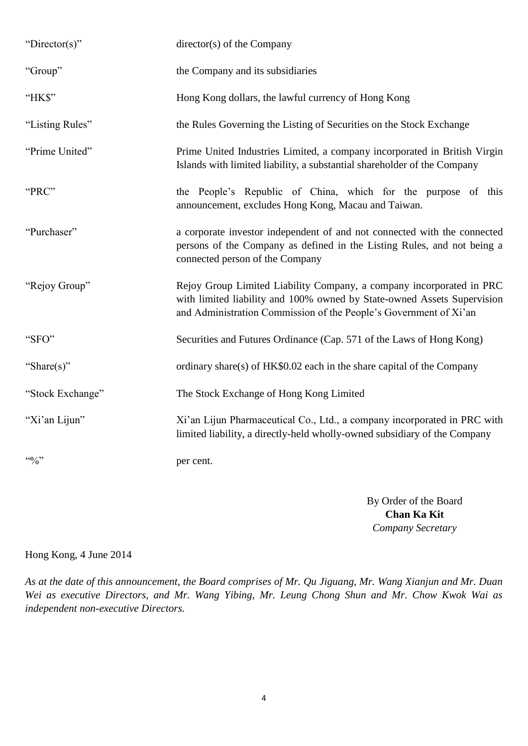| | |
|---|---|
| "Director(s)" | director(s) of the Company |
| "Group" | the Company and its subsidiaries |
| "HK$" | Hong Kong dollars, the lawful currency of Hong Kong |
| "Listing Rules" | the Rules Governing the Listing of Securities on the Stock Exchange |
| "Prime United" | Prime United Industries Limited, a company incorporated in British Virgin Islands with limited liability, a substantial shareholder of the Company |
| "PRC" | the People's Republic of China, which for the purpose of this announcement, excludes Hong Kong, Macau and Taiwan. |
| "Purchaser" | a corporate investor independent of and not connected with the connected persons of the Company as defined in the Listing Rules, and not being a connected person of the Company |
| "Rejoy Group" | Rejoy Group Limited Liability Company, a company incorporated in PRC with limited liability and 100% owned by State-owned Assets Supervision and Administration Commission of the People's Government of Xi'an |
| "SFO" | Securities and Futures Ordinance (Cap. 571 of the Laws of Hong Kong) |
| "Share(s)" | ordinary share(s) of HK$0.02 each in the share capital of the Company |
| "Stock Exchange" | The Stock Exchange of Hong Kong Limited |
| "Xi'an Lijun" | Xi'an Lijun Pharmaceutical Co., Ltd., a company incorporated in PRC with limited liability, a directly-held wholly-owned subsidiary of the Company |
| "%" | per cent. |

By Order of the Board
**Chan Ka Kit**
*Company Secretary*

Hong Kong, 4 June 2014

*As at the date of this announcement, the Board comprises of Mr. Qu Jiguang, Mr. Wang Xianjun and Mr. Duan Wei as executive Directors, and Mr. Wang Yibing, Mr. Leung Chong Shun and Mr. Chow Kwok Wai as independent non-executive Directors.*